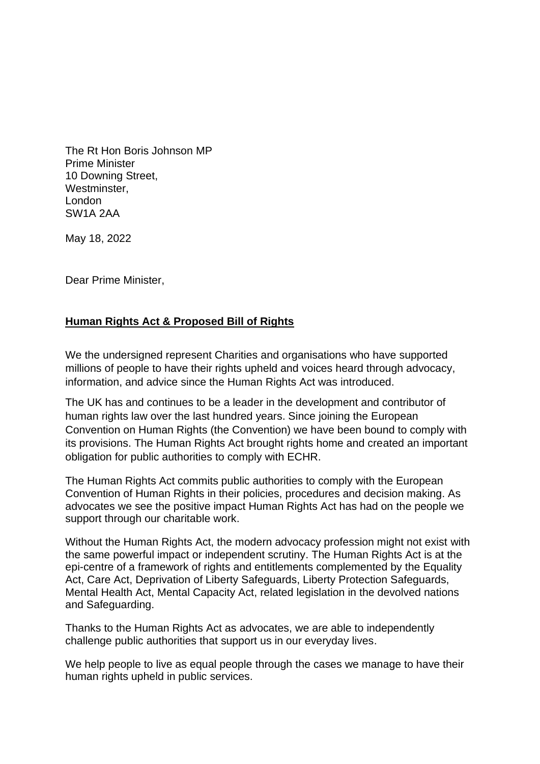The Rt Hon Boris Johnson MP
Prime Minister
10 Downing Street,
Westminster,
London
SW1A 2AA

May 18, 2022

Dear Prime Minister,

**Human Rights Act & Proposed Bill of Rights**

We the undersigned represent Charities and organisations who have supported millions of people to have their rights upheld and voices heard through advocacy, information, and advice since the Human Rights Act was introduced.

The UK has and continues to be a leader in the development and contributor of human rights law over the last hundred years. Since joining the European Convention on Human Rights (the Convention) we have been bound to comply with its provisions. The Human Rights Act brought rights home and created an important obligation for public authorities to comply with ECHR.

The Human Rights Act commits public authorities to comply with the European Convention of Human Rights in their policies, procedures and decision making. As advocates we see the positive impact Human Rights Act has had on the people we support through our charitable work.

Without the Human Rights Act, the modern advocacy profession might not exist with the same powerful impact or independent scrutiny. The Human Rights Act is at the epi-centre of a framework of rights and entitlements complemented by the Equality Act, Care Act, Deprivation of Liberty Safeguards, Liberty Protection Safeguards, Mental Health Act, Mental Capacity Act, related legislation in the devolved nations and Safeguarding.

Thanks to the Human Rights Act as advocates, we are able to independently challenge public authorities that support us in our everyday lives.

We help people to live as equal people through the cases we manage to have their human rights upheld in public services.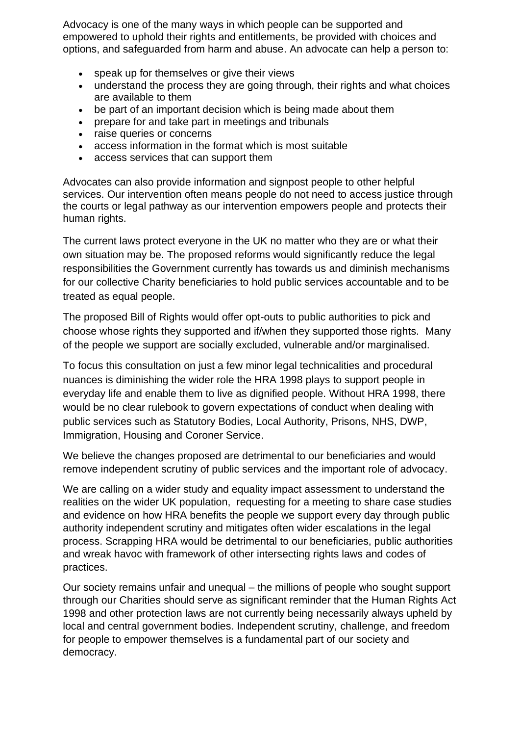Advocacy is one of the many ways in which people can be supported and empowered to uphold their rights and entitlements, be provided with choices and options, and safeguarded from harm and abuse. An advocate can help a person to:

- speak up for themselves or give their views
- understand the process they are going through, their rights and what choices are available to them
- be part of an important decision which is being made about them
- prepare for and take part in meetings and tribunals
- raise queries or concerns
- access information in the format which is most suitable
- access services that can support them

Advocates can also provide information and signpost people to other helpful services. Our intervention often means people do not need to access justice through the courts or legal pathway as our intervention empowers people and protects their human rights.

The current laws protect everyone in the UK no matter who they are or what their own situation may be. The proposed reforms would significantly reduce the legal responsibilities the Government currently has towards us and diminish mechanisms for our collective Charity beneficiaries to hold public services accountable and to be treated as equal people.

The proposed Bill of Rights would offer opt-outs to public authorities to pick and choose whose rights they supported and if/when they supported those rights. Many of the people we support are socially excluded, vulnerable and/or marginalised.

To focus this consultation on just a few minor legal technicalities and procedural nuances is diminishing the wider role the HRA 1998 plays to support people in everyday life and enable them to live as dignified people. Without HRA 1998, there would be no clear rulebook to govern expectations of conduct when dealing with public services such as Statutory Bodies, Local Authority, Prisons, NHS, DWP, Immigration, Housing and Coroner Service.

We believe the changes proposed are detrimental to our beneficiaries and would remove independent scrutiny of public services and the important role of advocacy.

We are calling on a wider study and equality impact assessment to understand the realities on the wider UK population, requesting for a meeting to share case studies and evidence on how HRA benefits the people we support every day through public authority independent scrutiny and mitigates often wider escalations in the legal process. Scrapping HRA would be detrimental to our beneficiaries, public authorities and wreak havoc with framework of other intersecting rights laws and codes of practices.

Our society remains unfair and unequal – the millions of people who sought support through our Charities should serve as significant reminder that the Human Rights Act 1998 and other protection laws are not currently being necessarily always upheld by local and central government bodies. Independent scrutiny, challenge, and freedom for people to empower themselves is a fundamental part of our society and democracy.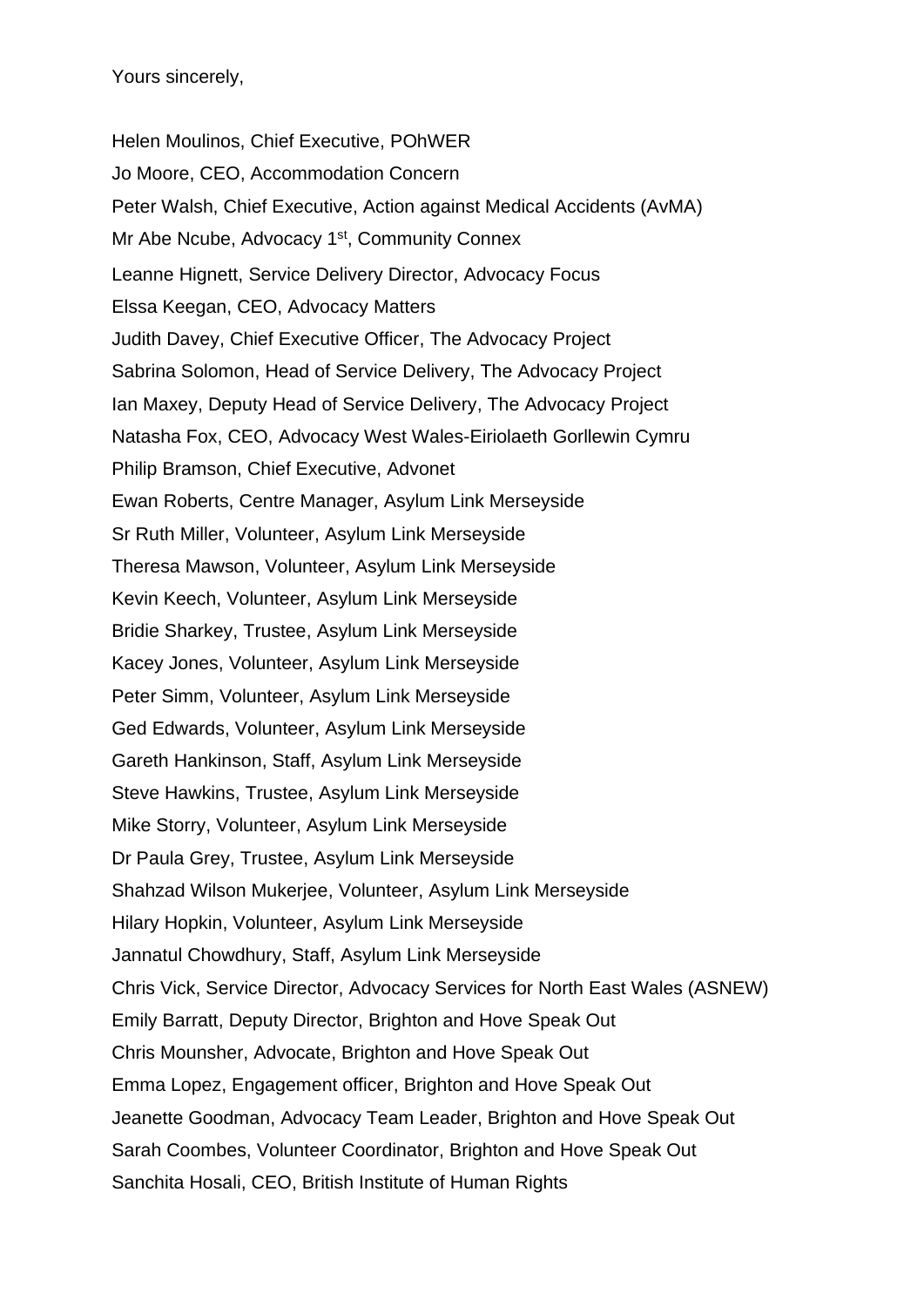Yours sincerely,

Helen Moulinos, Chief Executive, POhWER

Jo Moore, CEO, Accommodation Concern

Peter Walsh, Chief Executive, Action against Medical Accidents (AvMA)

Mr Abe Ncube, Advocacy 1st, Community Connex

Leanne Hignett, Service Delivery Director, Advocacy Focus

Elssa Keegan, CEO, Advocacy Matters

Judith Davey, Chief Executive Officer, The Advocacy Project

Sabrina Solomon, Head of Service Delivery, The Advocacy Project

Ian Maxey, Deputy Head of Service Delivery, The Advocacy Project

Natasha Fox, CEO, Advocacy West Wales-Eiriolaeth Gorllewin Cymru

Philip Bramson, Chief Executive, Advonet

Ewan Roberts, Centre Manager, Asylum Link Merseyside

Sr Ruth Miller, Volunteer, Asylum Link Merseyside

Theresa Mawson, Volunteer, Asylum Link Merseyside

Kevin Keech, Volunteer, Asylum Link Merseyside

Bridie Sharkey, Trustee, Asylum Link Merseyside

Kacey Jones, Volunteer, Asylum Link Merseyside

Peter Simm, Volunteer, Asylum Link Merseyside

Ged Edwards, Volunteer, Asylum Link Merseyside

Gareth Hankinson, Staff, Asylum Link Merseyside

Steve Hawkins, Trustee, Asylum Link Merseyside

Mike Storry, Volunteer, Asylum Link Merseyside

Dr Paula Grey, Trustee, Asylum Link Merseyside

Shahzad Wilson Mukerjee, Volunteer, Asylum Link Merseyside

Hilary Hopkin, Volunteer, Asylum Link Merseyside

Jannatul Chowdhury, Staff, Asylum Link Merseyside

Chris Vick, Service Director, Advocacy Services for North East Wales (ASNEW)

Emily Barratt, Deputy Director, Brighton and Hove Speak Out

Chris Mounsher, Advocate, Brighton and Hove Speak Out

Emma Lopez, Engagement officer, Brighton and Hove Speak Out

Jeanette Goodman, Advocacy Team Leader, Brighton and Hove Speak Out

Sarah Coombes, Volunteer Coordinator, Brighton and Hove Speak Out

Sanchita Hosali, CEO, British Institute of Human Rights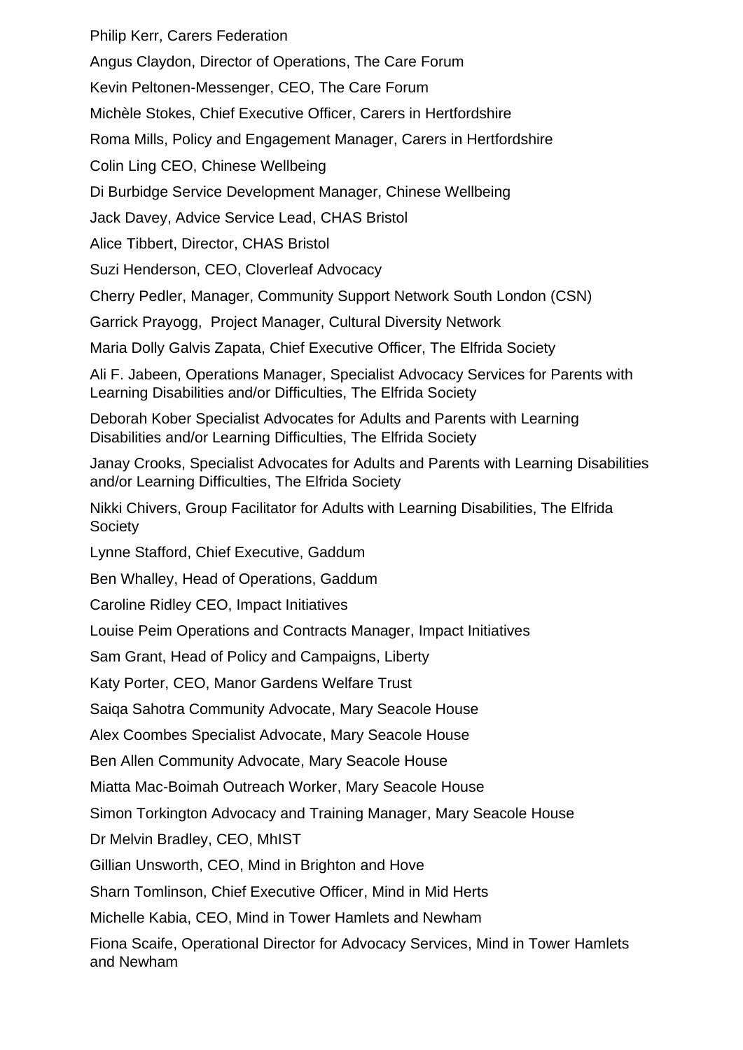Philip Kerr, Carers Federation

Angus Claydon, Director of Operations, The Care Forum

Kevin Peltonen-Messenger, CEO, The Care Forum

Michèle Stokes, Chief Executive Officer, Carers in Hertfordshire

Roma Mills, Policy and Engagement Manager, Carers in Hertfordshire

Colin Ling CEO, Chinese Wellbeing

Di Burbidge Service Development Manager, Chinese Wellbeing

Jack Davey, Advice Service Lead, CHAS Bristol

Alice Tibbert, Director, CHAS Bristol

Suzi Henderson, CEO, Cloverleaf Advocacy

Cherry Pedler, Manager, Community Support Network South London (CSN)

Garrick Prayogg, Project Manager, Cultural Diversity Network

Maria Dolly Galvis Zapata, Chief Executive Officer, The Elfrida Society

Ali F. Jabeen, Operations Manager, Specialist Advocacy Services for Parents with Learning Disabilities and/or Difficulties, The Elfrida Society

Deborah Kober Specialist Advocates for Adults and Parents with Learning Disabilities and/or Learning Difficulties, The Elfrida Society

Janay Crooks, Specialist Advocates for Adults and Parents with Learning Disabilities and/or Learning Difficulties, The Elfrida Society

Nikki Chivers, Group Facilitator for Adults with Learning Disabilities, The Elfrida Society

Lynne Stafford, Chief Executive, Gaddum

Ben Whalley, Head of Operations, Gaddum

Caroline Ridley CEO, Impact Initiatives

Louise Peim Operations and Contracts Manager, Impact Initiatives

Sam Grant, Head of Policy and Campaigns, Liberty

Katy Porter, CEO, Manor Gardens Welfare Trust

Saiqa Sahotra Community Advocate, Mary Seacole House

Alex Coombes Specialist Advocate, Mary Seacole House

Ben Allen Community Advocate, Mary Seacole House

Miatta Mac-Boimah Outreach Worker, Mary Seacole House

Simon Torkington Advocacy and Training Manager, Mary Seacole House

Dr Melvin Bradley, CEO, MhIST

Gillian Unsworth, CEO, Mind in Brighton and Hove

Sharn Tomlinson, Chief Executive Officer, Mind in Mid Herts

Michelle Kabia, CEO, Mind in Tower Hamlets and Newham

Fiona Scaife, Operational Director for Advocacy Services, Mind in Tower Hamlets and Newham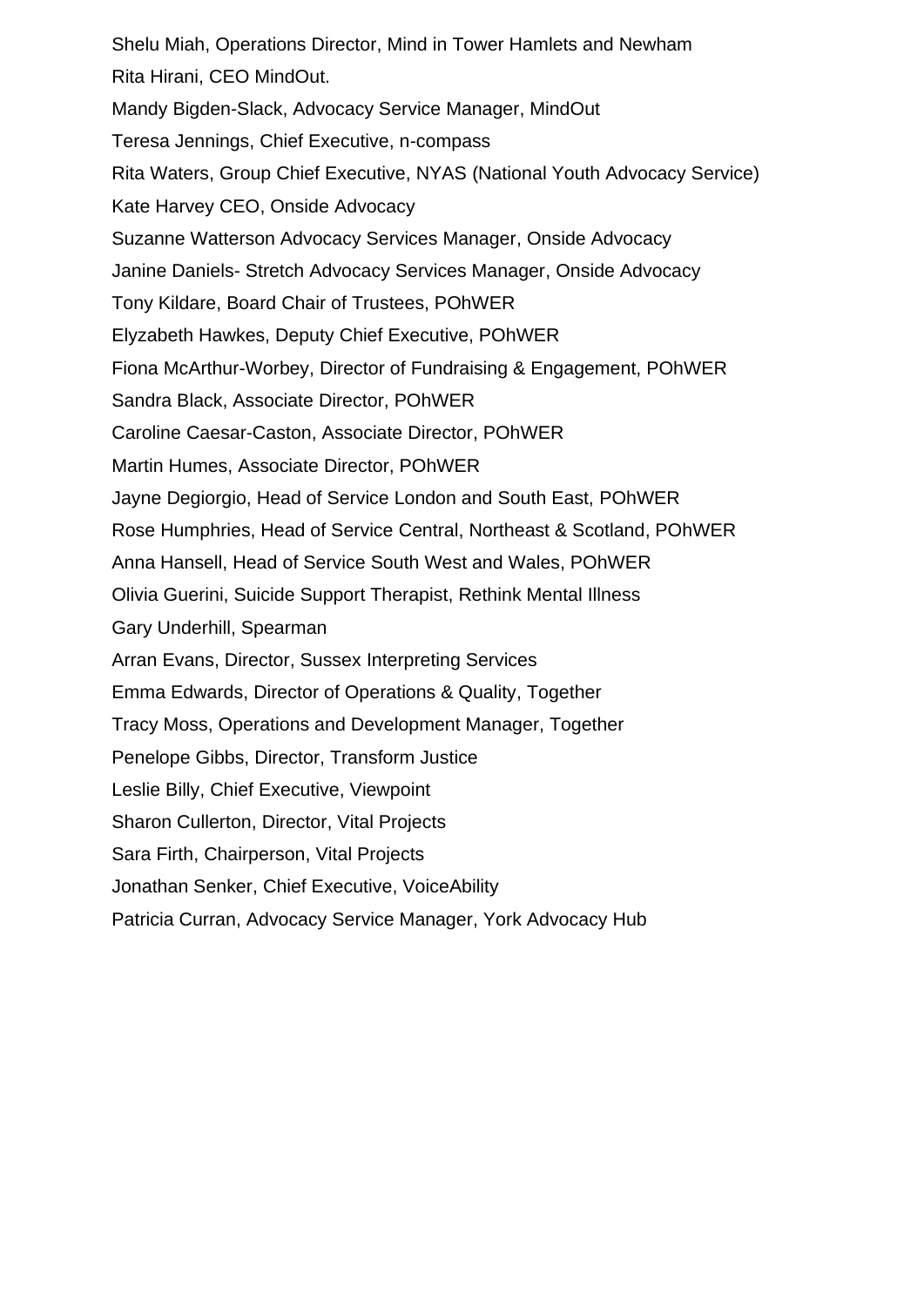Shelu Miah, Operations Director, Mind in Tower Hamlets and Newham

Rita Hirani, CEO MindOut.

Mandy Bigden-Slack, Advocacy Service Manager, MindOut

Teresa Jennings, Chief Executive, n-compass

Rita Waters, Group Chief Executive, NYAS (National Youth Advocacy Service)

Kate Harvey CEO, Onside Advocacy

Suzanne Watterson Advocacy Services Manager, Onside Advocacy

Janine Daniels- Stretch Advocacy Services Manager, Onside Advocacy

Tony Kildare, Board Chair of Trustees, POhWER

Elyzabeth Hawkes, Deputy Chief Executive, POhWER

Fiona McArthur-Worbey, Director of Fundraising & Engagement, POhWER

Sandra Black, Associate Director, POhWER

Caroline Caesar-Caston, Associate Director, POhWER

Martin Humes, Associate Director, POhWER

Jayne Degiorgio, Head of Service London and South East, POhWER

Rose Humphries, Head of Service Central, Northeast & Scotland, POhWER

Anna Hansell, Head of Service South West and Wales, POhWER

Olivia Guerini, Suicide Support Therapist, Rethink Mental Illness

Gary Underhill, Spearman

Arran Evans, Director, Sussex Interpreting Services

Emma Edwards, Director of Operations & Quality, Together

Tracy Moss, Operations and Development Manager, Together

Penelope Gibbs, Director, Transform Justice

Leslie Billy, Chief Executive, Viewpoint

Sharon Cullerton, Director, Vital Projects

Sara Firth, Chairperson, Vital Projects

Jonathan Senker, Chief Executive, VoiceAbility

Patricia Curran, Advocacy Service Manager, York Advocacy Hub